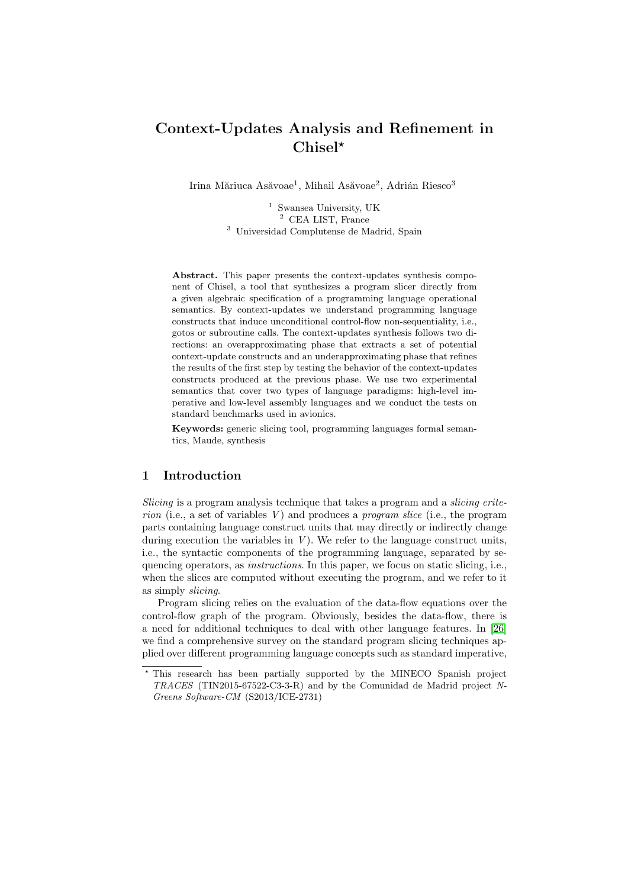# Context-Updates Analysis and Refinement in Chisel*

Irina Măriuca Asăvoae[1], Mihail Asăvoae[2], Adrián Riesco[3]

[1] Swansea University, UK
[2] CEA LIST, France
[3] Universidad Complutense de Madrid, Spain

**Abstract.** This paper presents the context-updates synthesis component of Chisel, a tool that synthesizes a program slicer directly from a given algebraic specification of a programming language operational semantics. By context-updates we understand programming language constructs that induce unconditional control-flow non-sequentiality, i.e., gotos or subroutine calls. The context-updates synthesis follows two directions: an overapproximating phase that extracts a set of potential context-update constructs and an underapproximating phase that refines the results of the first step by testing the behavior of the context-updates constructs produced at the previous phase. We use two experimental semantics that cover two types of language paradigms: high-level imperative and low-level assembly languages and we conduct the tests on standard benchmarks used in avionics.

**Keywords:** generic slicing tool, programming languages formal semantics, Maude, synthesis

## 1 Introduction

*Slicing* is a program analysis technique that takes a program and a *slicing criterion* (i.e., a set of variables $V$) and produces a *program slice* (i.e., the program parts containing language construct units that may directly or indirectly change during execution the variables in $V$). We refer to the language construct units, i.e., the syntactic components of the programming language, separated by sequencing operators, as *instructions*. In this paper, we focus on static slicing, i.e., when the slices are computed without executing the program, and we refer to it as simply *slicing*.

Program slicing relies on the evaluation of the data-flow equations over the control-flow graph of the program. Obviously, besides the data-flow, there is a need for additional techniques to deal with other language features. In [26] we find a comprehensive survey on the standard program slicing techniques applied over different programming language concepts such as standard imperative,

* This research has been partially supported by the MINECO Spanish project *TRACES* (TIN2015-67522-C3-3-R) and by the Comunidad de Madrid project *N-Greens Software-CM* (S2013/ICE-2731)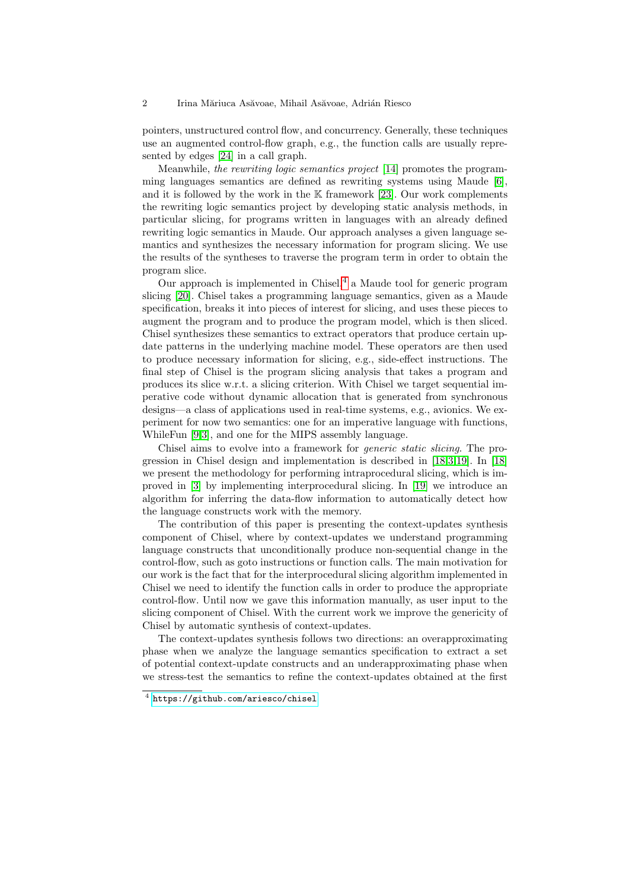pointers, unstructured control flow, and concurrency. Generally, these techniques use an augmented control-flow graph, e.g., the function calls are usually represented by edges [24] in a call graph.

Meanwhile, *the rewriting logic semantics project* [14] promotes the programming languages semantics are defined as rewriting systems using Maude [6], and it is followed by the work in the $\mathbb{K}$ framework [23]. Our work complements the rewriting logic semantics project by developing static analysis methods, in particular slicing, for programs written in languages with an already defined rewriting logic semantics in Maude. Our approach analyses a given language semantics and synthesizes the necessary information for program slicing. We use the results of the syntheses to traverse the program term in order to obtain the program slice.

Our approach is implemented in Chisel,[4] a Maude tool for generic program slicing [20]. Chisel takes a programming language semantics, given as a Maude specification, breaks it into pieces of interest for slicing, and uses these pieces to augment the program and to produce the program model, which is then sliced. Chisel synthesizes these semantics to extract operators that produce certain update patterns in the underlying machine model. These operators are then used to produce necessary information for slicing, e.g., side-effect instructions. The final step of Chisel is the program slicing analysis that takes a program and produces its slice w.r.t. a slicing criterion. With Chisel we target sequential imperative code without dynamic allocation that is generated from synchronous designs—a class of applications used in real-time systems, e.g., avionics. We experiment for now two semantics: one for an imperative language with functions, WhileFun [9,3], and one for the MIPS assembly language.

Chisel aims to evolve into a framework for *generic static slicing*. The progression in Chisel design and implementation is described in [18,3,19]. In [18] we present the methodology for performing intraprocedural slicing, which is improved in [3] by implementing interprocedural slicing. In [19] we introduce an algorithm for inferring the data-flow information to automatically detect how the language constructs work with the memory.

The contribution of this paper is presenting the context-updates synthesis component of Chisel, where by context-updates we understand programming language constructs that unconditionally produce non-sequential change in the control-flow, such as goto instructions or function calls. The main motivation for our work is the fact that for the interprocedural slicing algorithm implemented in Chisel we need to identify the function calls in order to produce the appropriate control-flow. Until now we gave this information manually, as user input to the slicing component of Chisel. With the current work we improve the genericity of Chisel by automatic synthesis of context-updates.

The context-updates synthesis follows two directions: an overapproximating phase when we analyze the language semantics specification to extract a set of potential context-update constructs and an underapproximating phase when we stress-test the semantics to refine the context-updates obtained at the first

[4] https://github.com/ariesco/chisel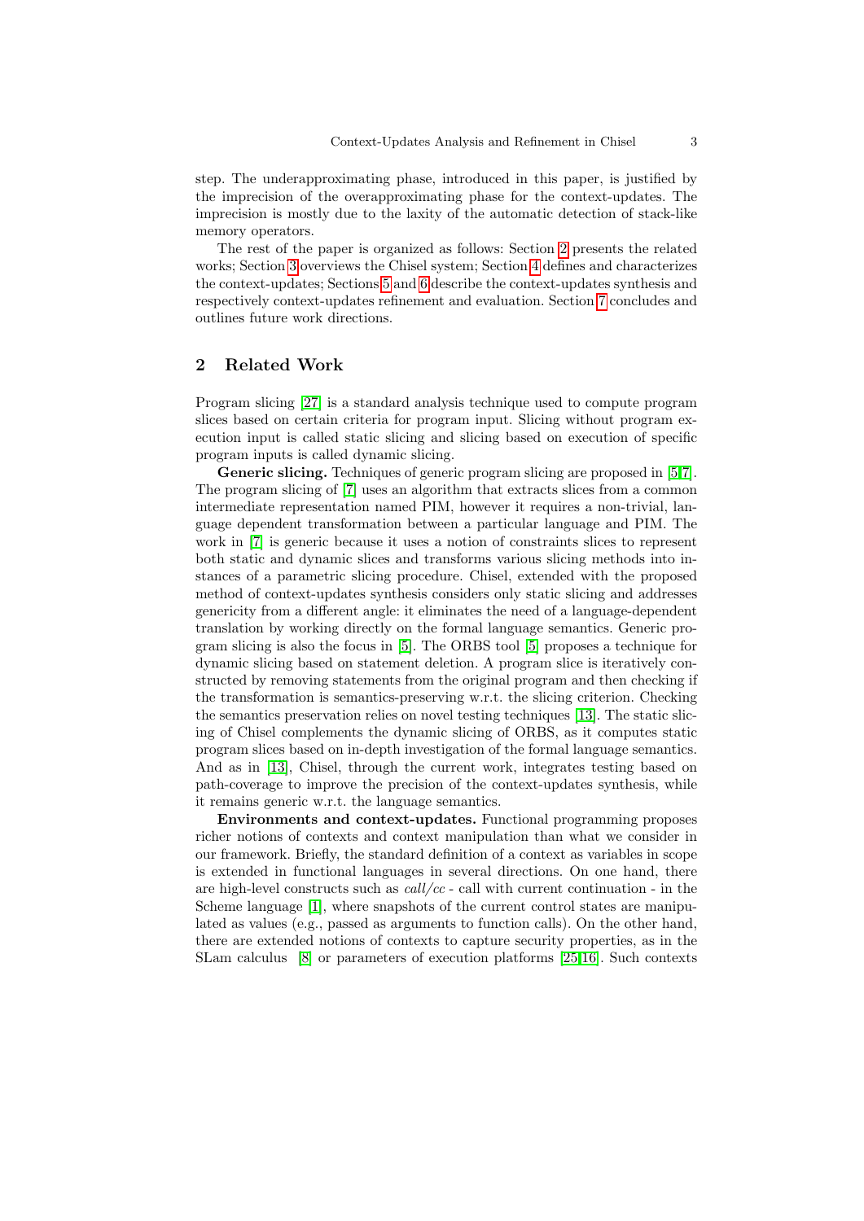step. The underapproximating phase, introduced in this paper, is justified by the imprecision of the overapproximating phase for the context-updates. The imprecision is mostly due to the laxity of the automatic detection of stack-like memory operators.

The rest of the paper is organized as follows: Section 2 presents the related works; Section 3 overviews the Chisel system; Section 4 defines and characterizes the context-updates; Sections 5 and 6 describe the context-updates synthesis and respectively context-updates refinement and evaluation. Section 7 concludes and outlines future work directions.

## 2 Related Work

Program slicing [27] is a standard analysis technique used to compute program slices based on certain criteria for program input. Slicing without program execution input is called static slicing and slicing based on execution of specific program inputs is called dynamic slicing.

**Generic slicing.** Techniques of generic program slicing are proposed in [5,7]. The program slicing of [7] uses an algorithm that extracts slices from a common intermediate representation named PIM, however it requires a non-trivial, language dependent transformation between a particular language and PIM. The work in [7] is generic because it uses a notion of constraints slices to represent both static and dynamic slices and transforms various slicing methods into instances of a parametric slicing procedure. Chisel, extended with the proposed method of context-updates synthesis considers only static slicing and addresses genericity from a different angle: it eliminates the need of a language-dependent translation by working directly on the formal language semantics. Generic program slicing is also the focus in [5]. The ORBS tool [5] proposes a technique for dynamic slicing based on statement deletion. A program slice is iteratively constructed by removing statements from the original program and then checking if the transformation is semantics-preserving w.r.t. the slicing criterion. Checking the semantics preservation relies on novel testing techniques [13]. The static slicing of Chisel complements the dynamic slicing of ORBS, as it computes static program slices based on in-depth investigation of the formal language semantics. And as in [13], Chisel, through the current work, integrates testing based on path-coverage to improve the precision of the context-updates synthesis, while it remains generic w.r.t. the language semantics.

**Environments and context-updates.** Functional programming proposes richer notions of contexts and context manipulation than what we consider in our framework. Briefly, the standard definition of a context as variables in scope is extended in functional languages in several directions. On one hand, there are high-level constructs such as *call/cc* - call with current continuation - in the Scheme language [1], where snapshots of the current control states are manipulated as values (e.g., passed as arguments to function calls). On the other hand, there are extended notions of contexts to capture security properties, as in the SLam calculus [8] or parameters of execution platforms [25,16]. Such contexts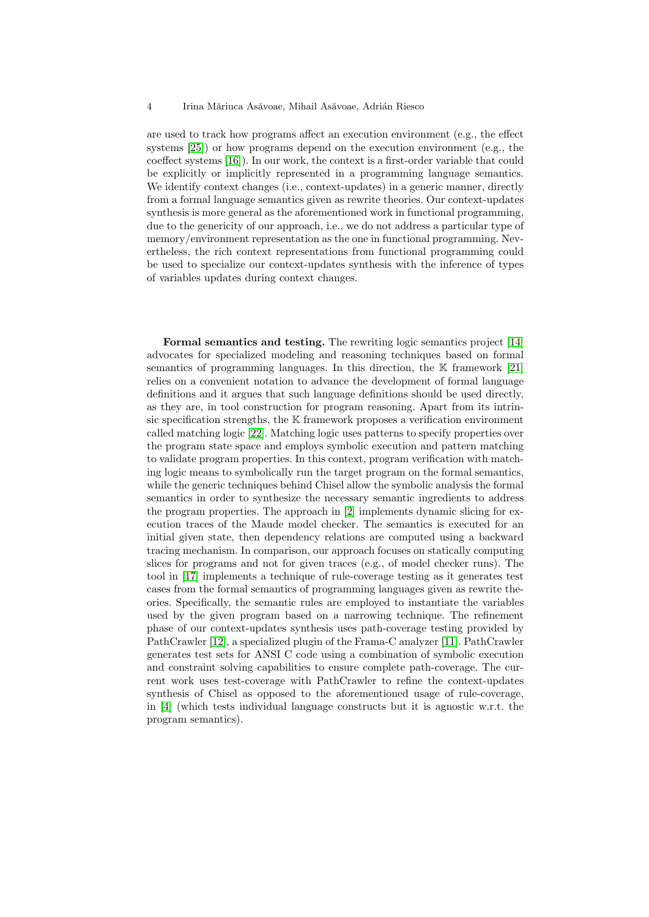are used to track how programs affect an execution environment (e.g., the effect systems [25]) or how programs depend on the execution environment (e.g., the coeffect systems [16]). In our work, the context is a first-order variable that could be explicitly or implicitly represented in a programming language semantics. We identify context changes (i.e., context-updates) in a generic manner, directly from a formal language semantics given as rewrite theories. Our context-updates synthesis is more general as the aforementioned work in functional programming, due to the genericity of our approach, i.e., we do not address a particular type of memory/environment representation as the one in functional programming. Nevertheless, the rich context representations from functional programming could be used to specialize our context-updates synthesis with the inference of types of variables updates during context changes.

**Formal semantics and testing.** The rewriting logic semantics project [14] advocates for specialized modeling and reasoning techniques based on formal semantics of programming languages. In this direction, the $\mathbb{K}$ framework [21] relies on a convenient notation to advance the development of formal language definitions and it argues that such language definitions should be used directly, as they are, in tool construction for program reasoning. Apart from its intrinsic specification strengths, the $\mathbb{K}$ framework proposes a verification environment called matching logic [22]. Matching logic uses patterns to specify properties over the program state space and employs symbolic execution and pattern matching to validate program properties. In this context, program verification with matching logic means to symbolically run the target program on the formal semantics, while the generic techniques behind Chisel allow the symbolic analysis the formal semantics in order to synthesize the necessary semantic ingredients to address the program properties. The approach in [2] implements dynamic slicing for execution traces of the Maude model checker. The semantics is executed for an initial given state, then dependency relations are computed using a backward tracing mechanism. In comparison, our approach focuses on statically computing slices for programs and not for given traces (e.g., of model checker runs). The tool in [17] implements a technique of rule-coverage testing as it generates test cases from the formal semantics of programming languages given as rewrite theories. Specifically, the semantic rules are employed to instantiate the variables used by the given program based on a narrowing technique. The refinement phase of our context-updates synthesis uses path-coverage testing provided by PathCrawler [12], a specialized plugin of the Frama-C analyzer [11]. PathCrawler generates test sets for ANSI C code using a combination of symbolic execution and constraint solving capabilities to ensure complete path-coverage. The current work uses test-coverage with PathCrawler to refine the context-updates synthesis of Chisel as opposed to the aforementioned usage of rule-coverage, in [4] (which tests individual language constructs but it is agnostic w.r.t. the program semantics).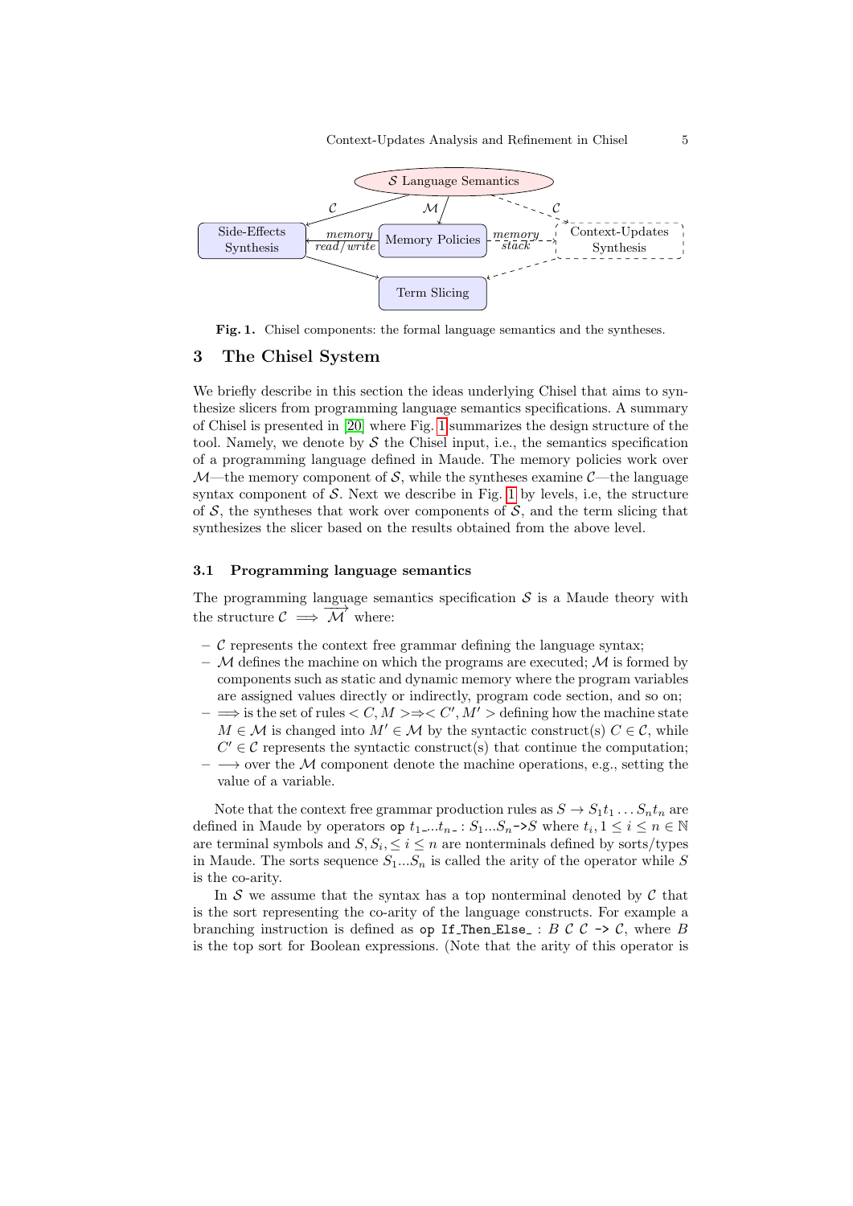Fig. 1. Chisel components: the formal language semantics and the syntheses.

## 3 The Chisel System

We briefly describe in this section the ideas underlying Chisel that aims to synthesize slicers from programming language semantics specifications. A summary of Chisel is presented in [20] where Fig. 1 summarizes the design structure of the tool. Namely, we denote by $\mathcal{S}$ the Chisel input, i.e., the semantics specification of a programming language defined in Maude. The memory policies work over $\mathcal{M}$—the memory component of $\mathcal{S}$, while the syntheses examine $\mathcal{C}$—the language syntax component of $\mathcal{S}$. Next we describe in Fig. 1 by levels, i.e, the structure of $\mathcal{S}$, the syntheses that work over components of $\mathcal{S}$, and the term slicing that synthesizes the slicer based on the results obtained from the above level.

### 3.1 Programming language semantics

The programming language semantics specification $\mathcal{S}$ is a Maude theory with the structure $\mathcal{C} \implies \overrightarrow{\mathcal{M}}$ where:

- $\mathcal{C}$ represents the context free grammar defining the language syntax;
- $\mathcal{M}$ defines the machine on which the programs are executed; $\mathcal{M}$ is formed by components such as static and dynamic memory where the program variables are assigned values directly or indirectly, program code section, and so on;
- $\implies$ is the set of rules $< C, M > \Rightarrow < C', M' >$ defining how the machine state $M \in \mathcal{M}$ is changed into $M' \in \mathcal{M}$ by the syntactic construct(s) $C \in \mathcal{C}$, while $C' \in \mathcal{C}$ represents the syntactic construct(s) that continue the computation;
- $\longrightarrow$ over the $\mathcal{M}$ component denote the machine operations, e.g., setting the value of a variable.

Note that the context free grammar production rules as $S \rightarrow S_1 t_1 \ldots S_n t_n$ are defined in Maude by operators `op` $t_1\_...t_n\_ : S_1...S_n$ `->`$S$ where $t_i, 1 \leq i \leq n \in \mathbb{N}$ are terminal symbols and $S, S_i, \leq i \leq n$ are nonterminals defined by sorts/types in Maude. The sorts sequence $S_1...S_n$ is called the arity of the operator while $S$ is the co-arity.

In $\mathcal{S}$ we assume that the syntax has a top nonterminal denoted by $\mathcal{C}$ that is the sort representing the co-arity of the language constructs. For example a branching instruction is defined as `op If_Then_Else_` : $B\ \mathcal{C}\ \mathcal{C}$ `->` $\mathcal{C}$, where $B$ is the top sort for Boolean expressions. (Note that the arity of this operator is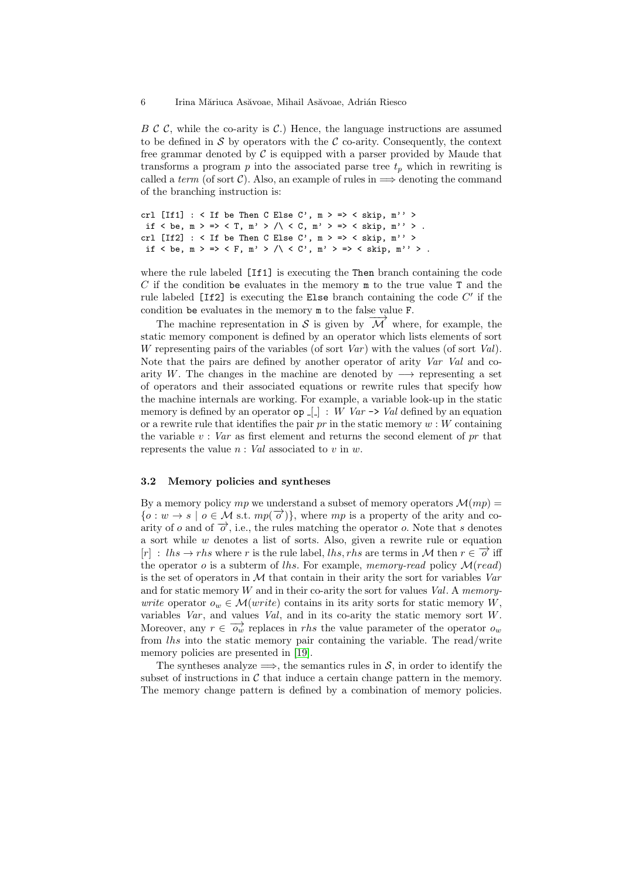$B\ \mathcal{C}\ \mathcal{C}$, while the co-arity is $\mathcal{C}$.) Hence, the language instructions are assumed to be defined in $\mathcal{S}$ by operators with the $\mathcal{C}$ co-arity. Consequently, the context free grammar denoted by $\mathcal{C}$ is equipped with a parser provided by Maude that transforms a program $p$ into the associated parse tree $t_p$ which in rewriting is called a *term* (of sort $\mathcal{C}$). Also, an example of rules in $\Longrightarrow$ denoting the command of the branching instruction is:

```
crl [If1] : < If be Then C Else C', m > => < skip, m'' >
 if < be, m > => < T, m' > /\ < C, m' > => < skip, m'' > .
crl [If2] : < If be Then C Else C', m > => < skip, m'' >
 if < be, m > => < F, m' > /\ < C', m' > => < skip, m'' > .
```

where the rule labeled `[If1]` is executing the `Then` branch containing the code $C$ if the condition `be` evaluates in the memory `m` to the true value `T` and the rule labeled `[If2]` is executing the `Else` branch containing the code $C'$ if the condition `be` evaluates in the memory `m` to the false value `F`.

The machine representation in $\mathcal{S}$ is given by $\overrightarrow{\mathcal{M}}$ where, for example, the static memory component is defined by an operator which lists elements of sort $W$ representing pairs of the variables (of sort *Var*) with the values (of sort *Val*). Note that the pairs are defined by another operator of arity *Var Val* and co-arity $W$. The changes in the machine are denoted by $\longrightarrow$ representing a set of operators and their associated equations or rewrite rules that specify how the machine internals are working. For example, a variable look-up in the static memory is defined by an operator `op _[_]` : $W$ *Var* `->` *Val* defined by an equation or a rewrite rule that identifies the pair $pr$ in the static memory $w : W$ containing the variable $v : Var$ as first element and returns the second element of $pr$ that represents the value $n : Val$ associated to $v$ in $w$.

### 3.2 Memory policies and syntheses

By a memory policy $mp$ we understand a subset of memory operators $\mathcal{M}(mp) = \{o : w \to s \mid o \in \mathcal{M} \text{ s.t. } mp(\overrightarrow{o})\}$, where $mp$ is a property of the arity and co-arity of $o$ and of $\overrightarrow{o}$, i.e., the rules matching the operator $o$. Note that $s$ denotes a sort while $w$ denotes a list of sorts. Also, given a rewrite rule or equation $[r] : lhs \to rhs$ where $r$ is the rule label, $lhs, rhs$ are terms in $\mathcal{M}$ then $r \in \overrightarrow{o}$ iff the operator $o$ is a subterm of $lhs$. For example, *memory-read* policy $\mathcal{M}(read)$ is the set of operators in $\mathcal{M}$ that contain in their arity the sort for variables *Var* and for static memory $W$ and in their co-arity the sort for values *Val*. A *memory-write* operator $o_w \in \mathcal{M}(write)$ contains in its arity sorts for static memory $W$, variables *Var*, and values *Val*, and in its co-arity the static memory sort $W$. Moreover, any $r \in \overrightarrow{o_w}$ replaces in $rhs$ the value parameter of the operator $o_w$ from $lhs$ into the static memory pair containing the variable. The read/write memory policies are presented in [19].

The syntheses analyze $\Longrightarrow$, the semantics rules in $\mathcal{S}$, in order to identify the subset of instructions in $\mathcal{C}$ that induce a certain change pattern in the memory. The memory change pattern is defined by a combination of memory policies.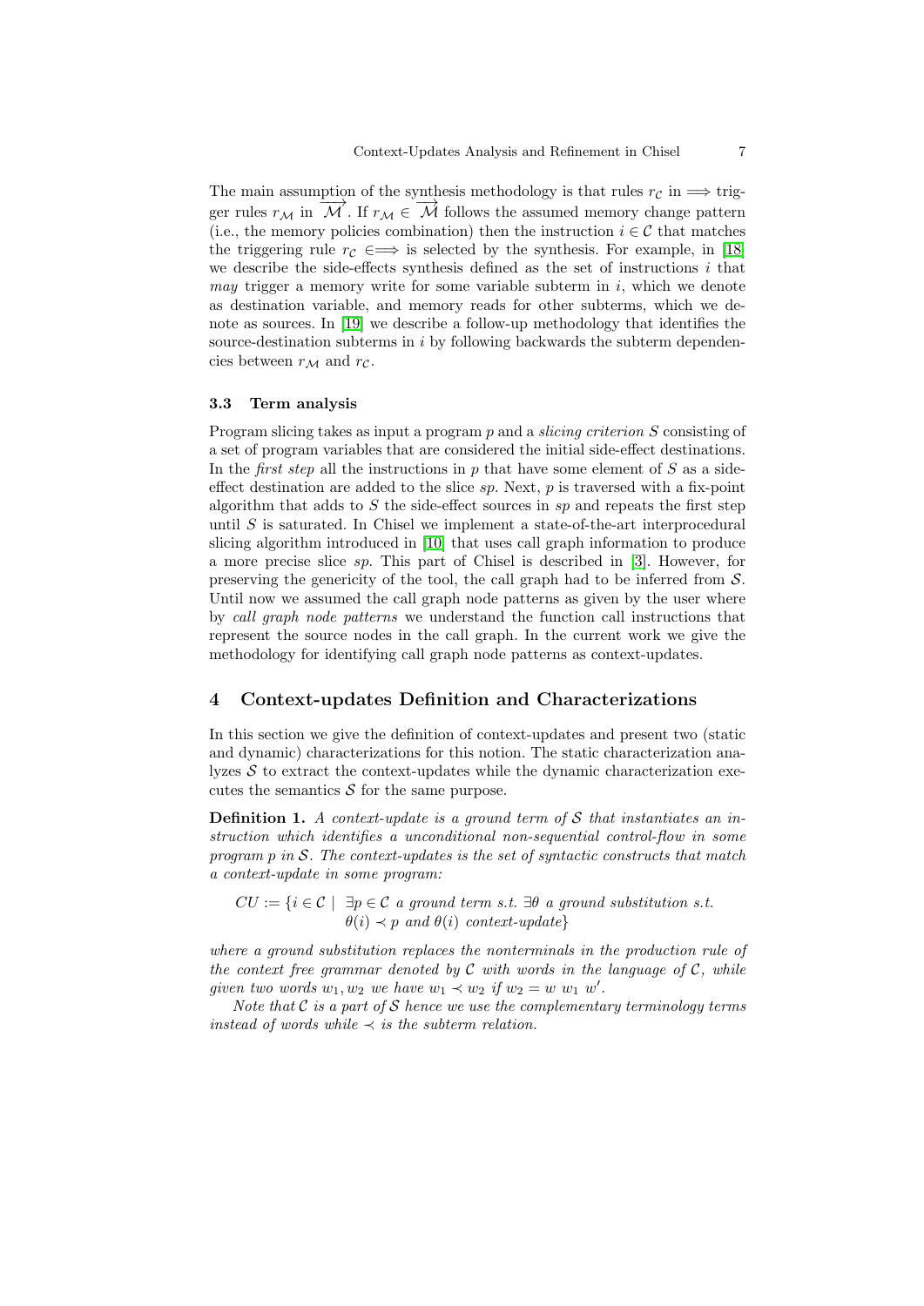The main assumption of the synthesis methodology is that rules $r_{\mathcal{C}}$ in $\Longrightarrow$ trigger rules $r_{\mathcal{M}}$ in $\overrightarrow{\mathcal{M}}$. If $r_{\mathcal{M}} \in \overrightarrow{\mathcal{M}}$ follows the assumed memory change pattern (i.e., the memory policies combination) then the instruction $i \in \mathcal{C}$ that matches the triggering rule $r_{\mathcal{C}} \in \Longrightarrow$ is selected by the synthesis. For example, in [18] we describe the side-effects synthesis defined as the set of instructions $i$ that *may* trigger a memory write for some variable subterm in $i$, which we denote as destination variable, and memory reads for other subterms, which we denote as sources. In [19] we describe a follow-up methodology that identifies the source-destination subterms in $i$ by following backwards the subterm dependencies between $r_{\mathcal{M}}$ and $r_{\mathcal{C}}$.

### 3.3 Term analysis

Program slicing takes as input a program $p$ and a *slicing criterion* $S$ consisting of a set of program variables that are considered the initial side-effect destinations. In the *first step* all the instructions in $p$ that have some element of $S$ as a side-effect destination are added to the slice $sp$. Next, $p$ is traversed with a fix-point algorithm that adds to $S$ the side-effect sources in $sp$ and repeats the first step until $S$ is saturated. In Chisel we implement a state-of-the-art interprocedural slicing algorithm introduced in [10] that uses call graph information to produce a more precise slice $sp$. This part of Chisel is described in [3]. However, for preserving the genericity of the tool, the call graph had to be inferred from $\mathcal{S}$. Until now we assumed the call graph node patterns as given by the user where by *call graph node patterns* we understand the function call instructions that represent the source nodes in the call graph. In the current work we give the methodology for identifying call graph node patterns as context-updates.

## 4 Context-updates Definition and Characterizations

In this section we give the definition of context-updates and present two (static and dynamic) characterizations for this notion. The static characterization analyzes $\mathcal{S}$ to extract the context-updates while the dynamic characterization executes the semantics $\mathcal{S}$ for the same purpose.

**Definition 1.** *A context-update is a ground term of $\mathcal{S}$ that instantiates an instruction which identifies a unconditional non-sequential control-flow in some program $p$ in $\mathcal{S}$. The context-updates is the set of syntactic constructs that match a context-update in some program:*

$$CU := \{i \in \mathcal{C} \mid \exists p \in \mathcal{C} \text{ a ground term s.t. } \exists \theta \text{ a ground substitution s.t. } \theta(i) \prec p \text{ and } \theta(i) \text{ context-update}\}$$

*where a ground substitution replaces the nonterminals in the production rule of the context free grammar denoted by $\mathcal{C}$ with words in the language of $\mathcal{C}$, while given two words $w_1, w_2$ we have $w_1 \prec w_2$ if $w_2 = w\ w_1\ w'$.*

*Note that $\mathcal{C}$ is a part of $\mathcal{S}$ hence we use the complementary terminology terms instead of words while $\prec$ is the subterm relation.*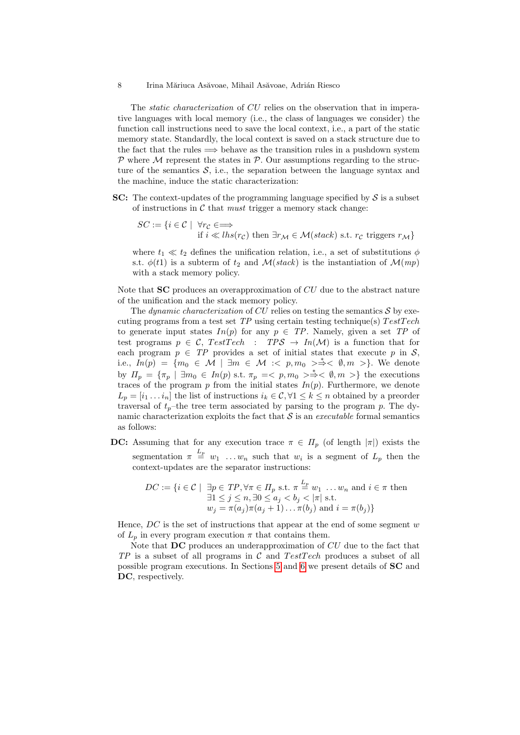The *static characterization* of $CU$ relies on the observation that in imperative languages with local memory (i.e., the class of languages we consider) the function call instructions need to save the local context, i.e., a part of the static memory state. Standardly, the local context is saved on a stack structure due to the fact that the rules $\Longrightarrow$ behave as the transition rules in a pushdown system $\mathcal{P}$ where $\mathcal{M}$ represent the states in $\mathcal{P}$. Our assumptions regarding to the structure of the semantics $\mathcal{S}$, i.e., the separation between the language syntax and the machine, induce the static characterization:

**SC:** The context-updates of the programming language specified by $\mathcal{S}$ is a subset of instructions in $\mathcal{C}$ that *must* trigger a memory stack change:

$$SC := \{i \in \mathcal{C} \mid \forall r_{\mathcal{C}} \in \Longrightarrow \text{ if } i \ll lhs(r_{\mathcal{C}}) \text{ then } \exists r_{\mathcal{M}} \in \mathcal{M}(stack) \text{ s.t. } r_{\mathcal{C}} \text{ triggers } r_{\mathcal{M}}\}$$

where $t_1 \ll t_2$ defines the unification relation, i.e., a set of substitutions $\phi$ s.t. $\phi(t1)$ is a subterm of $t_2$ and $\mathcal{M}(stack)$ is the instantiation of $\mathcal{M}(mp)$ with a stack memory policy.

Note that **SC** produces an overapproximation of $CU$ due to the abstract nature of the unification and the stack memory policy.

The *dynamic characterization* of $CU$ relies on testing the semantics $\mathcal{S}$ by executing programs from a test set $TP$ using certain testing technique(s) $TestTech$ to generate input states $In(p)$ for any $p \in TP$. Namely, given a set $TP$ of test programs $p \in \mathcal{C}$, $TestTech : TP\mathcal{S} \rightarrow In(\mathcal{M})$ is a function that for each program $p \in TP$ provides a set of initial states that execute $p$ in $\mathcal{S}$, i.e., $In(p) = \{m_0 \in \mathcal{M} \mid \exists m \in \mathcal{M} :< p, m_0 > \overset{*}{\Rightarrow} < \emptyset, m >\}$. We denote by $\Pi_p = \{\pi_p \mid \exists m_0 \in In(p) \text{ s.t. } \pi_p =< p, m_0 > \overset{*}{\Rightarrow} < \emptyset, m >\}$ the executions traces of the program $p$ from the initial states $In(p)$. Furthermore, we denote $L_p = [i_1 \dots i_n]$ the list of instructions $i_k \in \mathcal{C}, \forall 1 \leq k \leq n$ obtained by a preorder traversal of $t_p$–the tree term associated by parsing to the program $p$. The dynamic characterization exploits the fact that $\mathcal{S}$ is an *executable* formal semantics as follows:

**DC:** Assuming that for any execution trace $\pi \in \Pi_p$ (of length $|\pi|$) exists the segmentation $\pi \overset{L_p}{=} w_1 \ \dots w_n$ such that $w_i$ is a segment of $L_p$ then the context-updates are the separator instructions:

$$DC := \{i \in \mathcal{C} \mid \exists p \in TP, \forall \pi \in \Pi_p \text{ s.t. } \pi \overset{L_p}{=} w_1 \ \dots w_n \text{ and } i \in \pi \text{ then } \exists 1 \leq j \leq n, \exists 0 \leq a_j < b_j < |\pi| \text{ s.t. } w_j = \pi(a_j)\pi(a_j+1)\dots\pi(b_j) \text{ and } i = \pi(b_j)\}$$

Hence, $DC$ is the set of instructions that appear at the end of some segment $w$ of $L_p$ in every program execution $\pi$ that contains them.

Note that **DC** produces an underapproximation of $CU$ due to the fact that $TP$ is a subset of all programs in $\mathcal{C}$ and $TestTech$ produces a subset of all possible program executions. In Sections 5 and 6 we present details of **SC** and **DC**, respectively.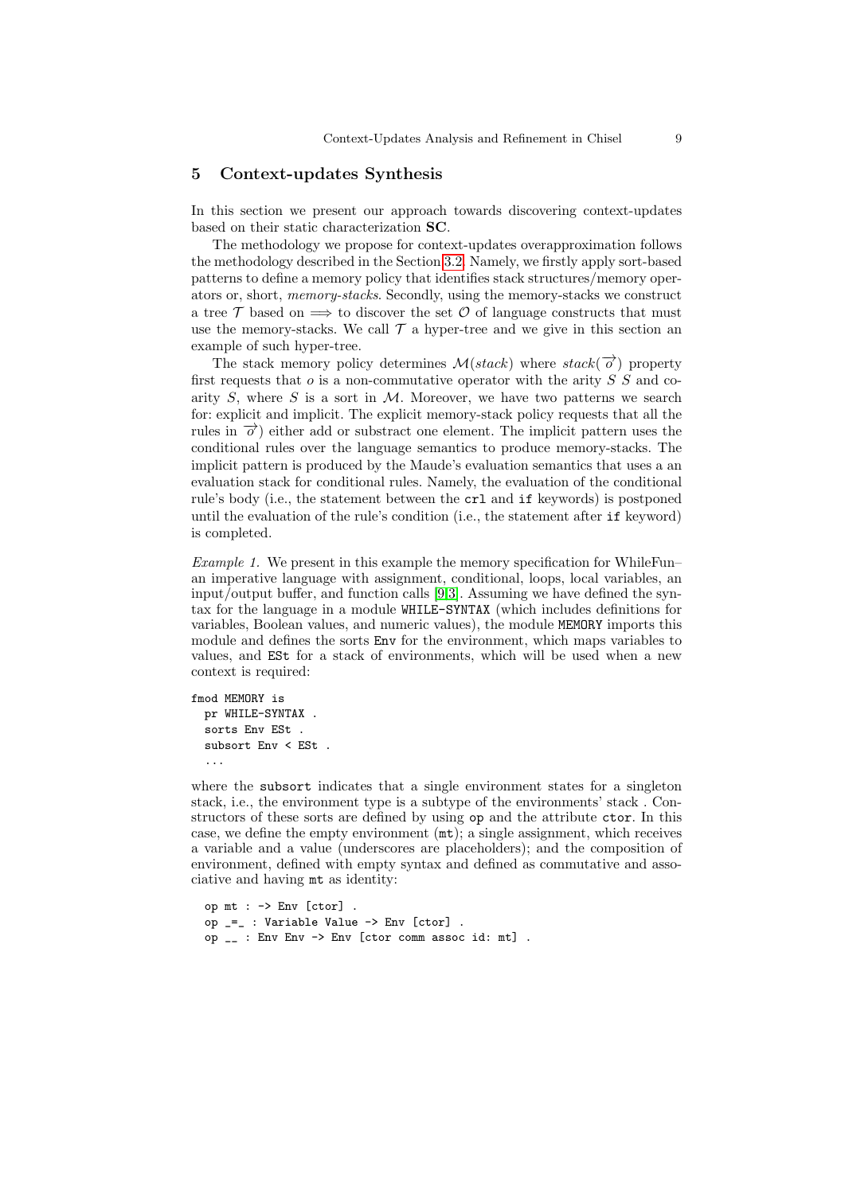## 5 Context-updates Synthesis

In this section we present our approach towards discovering context-updates based on their static characterization **SC**.

The methodology we propose for context-updates overapproximation follows the methodology described in the Section 3.2. Namely, we firstly apply sort-based patterns to define a memory policy that identifies stack structures/memory operators or, short, *memory-stacks*. Secondly, using the memory-stacks we construct a tree $\mathcal{T}$ based on $\Longrightarrow$ to discover the set $\mathcal{O}$ of language constructs that must use the memory-stacks. We call $\mathcal{T}$ a hyper-tree and we give in this section an example of such hyper-tree.

The stack memory policy determines $\mathcal{M}(stack)$ where $stack(\overrightarrow{o})$ property first requests that $o$ is a non-commutative operator with the arity $S$ $S$ and co-arity $S$, where $S$ is a sort in $\mathcal{M}$. Moreover, we have two patterns we search for: explicit and implicit. The explicit memory-stack policy requests that all the rules in $\overrightarrow{o}$) either add or substract one element. The implicit pattern uses the conditional rules over the language semantics to produce memory-stacks. The implicit pattern is produced by the Maude's evaluation semantics that uses a an evaluation stack for conditional rules. Namely, the evaluation of the conditional rule's body (i.e., the statement between the `crl` and `if` keywords) is postponed until the evaluation of the rule's condition (i.e., the statement after `if` keyword) is completed.

*Example 1.* We present in this example the memory specification for WhileFun– an imperative language with assignment, conditional, loops, local variables, an input/output buffer, and function calls [9,3]. Assuming we have defined the syntax for the language in a module `WHILE-SYNTAX` (which includes definitions for variables, Boolean values, and numeric values), the module `MEMORY` imports this module and defines the sorts `Env` for the environment, which maps variables to values, and `ESt` for a stack of environments, which will be used when a new context is required:

```
fmod MEMORY is
  pr WHILE-SYNTAX .
  sorts Env ESt .
  subsort Env < ESt .
  ...
```

where the `subsort` indicates that a single environment states for a singleton stack, i.e., the environment type is a subtype of the environments' stack . Constructors of these sorts are defined by using `op` and the attribute `ctor`. In this case, we define the empty environment (`mt`); a single assignment, which receives a variable and a value (underscores are placeholders); and the composition of environment, defined with empty syntax and defined as commutative and associative and having `mt` as identity:

```
  op mt : -> Env [ctor] .
  op _=_ : Variable Value -> Env [ctor] .
  op __ : Env Env -> Env [ctor comm assoc id: mt] .
```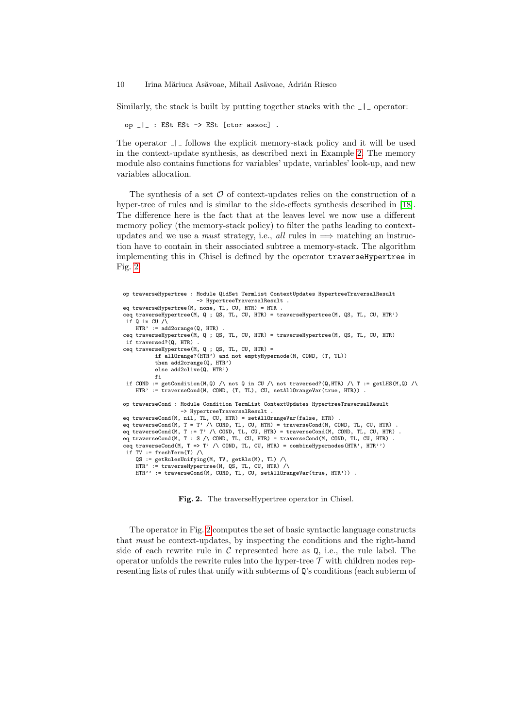Similarly, the stack is built by putting together stacks with the `_|_` operator:

```
op _|_ : ESt ESt -> ESt [ctor assoc] .
```

The operator `_|_` follows the explicit memory-stack policy and it will be used in the context-update synthesis, as described next in Example 2. The memory module also contains functions for variables' update, variables' look-up, and new variables allocation.

The synthesis of a set $\mathcal{O}$ of context-updates relies on the construction of a hyper-tree of rules and is similar to the side-effects synthesis described in [18]. The difference here is the fact that at the leaves level we now use a different memory policy (the memory-stack policy) to filter the paths leading to context-updates and we use a *must* strategy, i.e., *all* rules in $\Longrightarrow$ matching an instruction have to contain in their associated subtree a memory-stack. The algorithm implementing this in Chisel is defined by the operator `traverseHypertree` in Fig. 2.

```
op traverseHypertree : Module QidSet TermList ContextUpdates HypertreeTraversalResult
                        -> HypertreeTraversalResult .
eq traverseHypertree(M, none, TL, CU, HTR) = HTR .
ceq traverseHypertree(M, Q ; QS, TL, CU, HTR) = traverseHypertree(M, QS, TL, CU, HTR')
 if Q in CU /\
    HTR' := add2orange(Q, HTR) .
ceq traverseHypertree(M, Q ; QS, TL, CU, HTR) = traverseHypertree(M, QS, TL, CU, HTR)
 if traversed?(Q, HTR) .
ceq traverseHypertree(M, Q ; QS, TL, CU, HTR) =
          if allOrange?(HTR') and not emptyHypernode(M, COND, (T, TL))
          then add2orange(Q, HTR')
          else add2olive(Q, HTR')
          fi
 if COND := getCondition(M,Q) /\ not Q in CU /\ not traversed?(Q,HTR) /\ T := getLHS(M,Q) /\
    HTR' := traverseCond(M, COND, (T, TL), CU, setAllOrangeVar(true, HTR)) .

op traverseCond : Module Condition TermList ContextUpdates HypertreeTraversalResult
                  -> HypertreeTraversalResult .
eq traverseCond(M, nil, TL, CU, HTR) = setAllOrangeVar(false, HTR) .
eq traverseCond(M, T = T' /\ COND, TL, CU, HTR) = traverseCond(M, COND, TL, CU, HTR) .
eq traverseCond(M, T := T' /\ COND, TL, CU, HTR) = traverseCond(M, COND, TL, CU, HTR) .
eq traverseCond(M, T : S /\ COND, TL, CU, HTR) = traverseCond(M, COND, TL, CU, HTR) .
ceq traverseCond(M, T => T' /\ COND, TL, CU, HTR) = combineHypernodes(HTR', HTR'')
 if TV := freshTerm(T) /\
    QS := getRulesUnifying(M, TV, getRls(M), TL) /\
    HTR' := traverseHypertree(M, QS, TL, CU, HTR) /\
    HTR'' := traverseCond(M, COND, TL, CU, setAllOrangeVar(true, HTR')) .
```

**Fig. 2.** The traverseHypertree operator in Chisel.

The operator in Fig. 2 computes the set of basic syntactic language constructs that *must* be context-updates, by inspecting the conditions and the right-hand side of each rewrite rule in $\mathcal{C}$ represented here as `Q`, i.e., the rule label. The operator unfolds the rewrite rules into the hyper-tree $\mathcal{T}$ with children nodes representing lists of rules that unify with subterms of `Q`'s conditions (each subterm of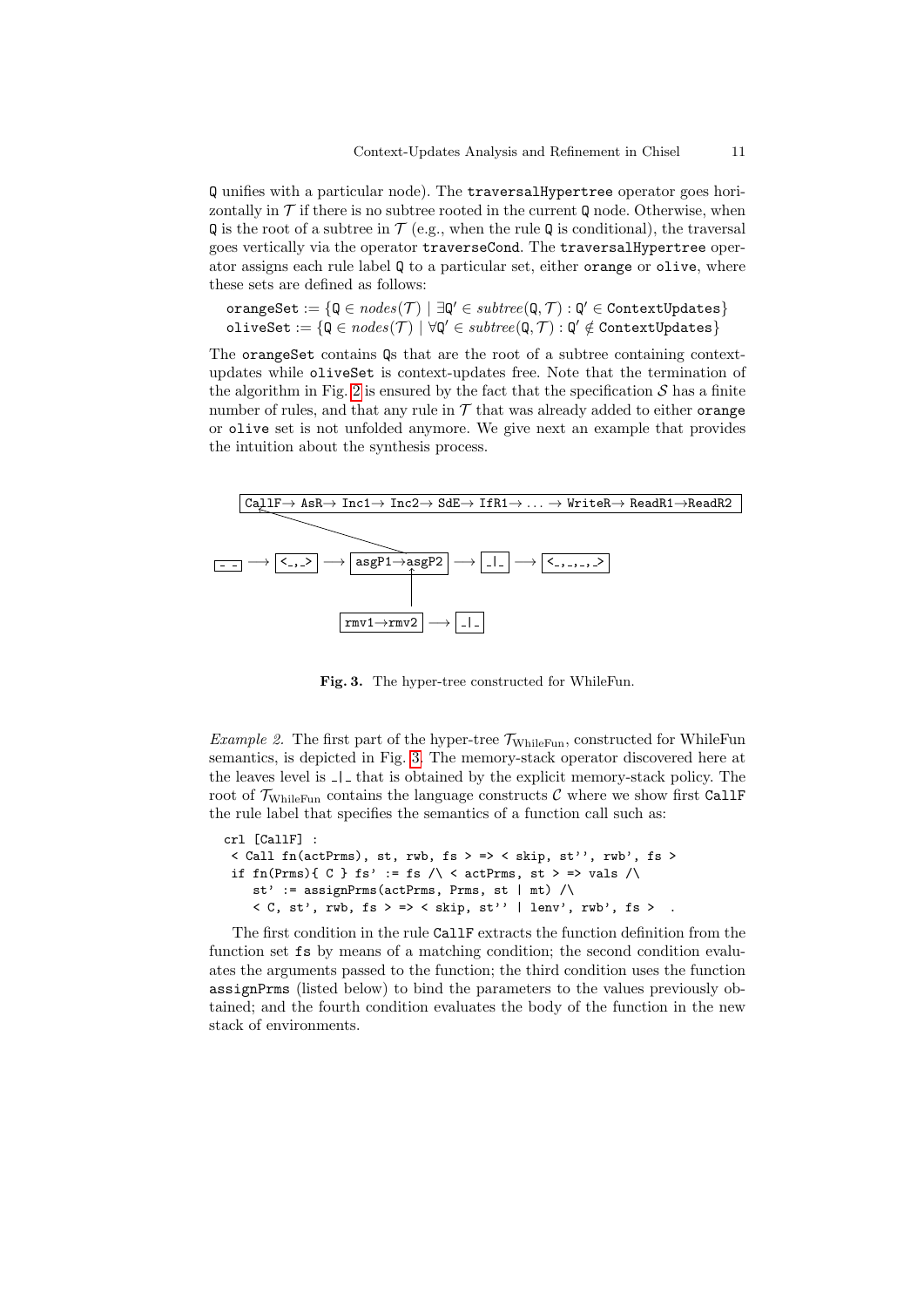Q unifies with a particular node). The traversalHypertree operator goes horizontally in $\mathcal{T}$ if there is no subtree rooted in the current Q node. Otherwise, when Q is the root of a subtree in $\mathcal{T}$ (e.g., when the rule Q is conditional), the traversal goes vertically via the operator traverseCond. The traversalHypertree operator assigns each rule label Q to a particular set, either orange or olive, where these sets are defined as follows:

$$\texttt{orangeSet} := \{\texttt{Q} \in \mathit{nodes}(\mathcal{T}) \mid \exists \texttt{Q}' \in \mathit{subtree}(\texttt{Q}, \mathcal{T}) : \texttt{Q}' \in \texttt{ContextUpdates}\}$$
$$\texttt{oliveSet} := \{\texttt{Q} \in \mathit{nodes}(\mathcal{T}) \mid \forall \texttt{Q}' \in \mathit{subtree}(\texttt{Q}, \mathcal{T}) : \texttt{Q}' \notin \texttt{ContextUpdates}\}$$

The orangeSet contains Qs that are the root of a subtree containing context-updates while oliveSet is context-updates free. Note that the termination of the algorithm in Fig. 2 is ensured by the fact that the specification $\mathcal{S}$ has a finite number of rules, and that any rule in $\mathcal{T}$ that was already added to either orange or olive set is not unfolded anymore. We give next an example that provides the intuition about the synthesis process.

```
CallF→ AsR→ Inc1→ Inc2→ SdE→ IfR1→ ... → WriteR→ ReadR1→ReadR2

_ _ → <_,_> → asgP1→asgP2 → _|_ → <_,_,_,_>

rmv1→rmv2 → _|_
```

**Fig. 3.** The hyper-tree constructed for WhileFun.

*Example 2.* The first part of the hyper-tree $\mathcal{T}_{\text{WhileFun}}$, constructed for WhileFun semantics, is depicted in Fig. 3. The memory-stack operator discovered here at the leaves level is _|_ that is obtained by the explicit memory-stack policy. The root of $\mathcal{T}_{\text{WhileFun}}$ contains the language constructs $\mathcal{C}$ where we show first CallF the rule label that specifies the semantics of a function call such as:

```
crl [CallF] :
 < Call fn(actPrms), st, rwb, fs > => < skip, st'', rwb', fs >
 if fn(Prms){ C } fs' := fs /\ < actPrms, st > => vals /\
    st' := assignPrms(actPrms, Prms, st | mt) /\
    < C, st', rwb, fs > => < skip, st'' | lenv', rwb', fs >  .
```

The first condition in the rule CallF extracts the function definition from the function set fs by means of a matching condition; the second condition evaluates the arguments passed to the function; the third condition uses the function assignPrms (listed below) to bind the parameters to the values previously obtained; and the fourth condition evaluates the body of the function in the new stack of environments.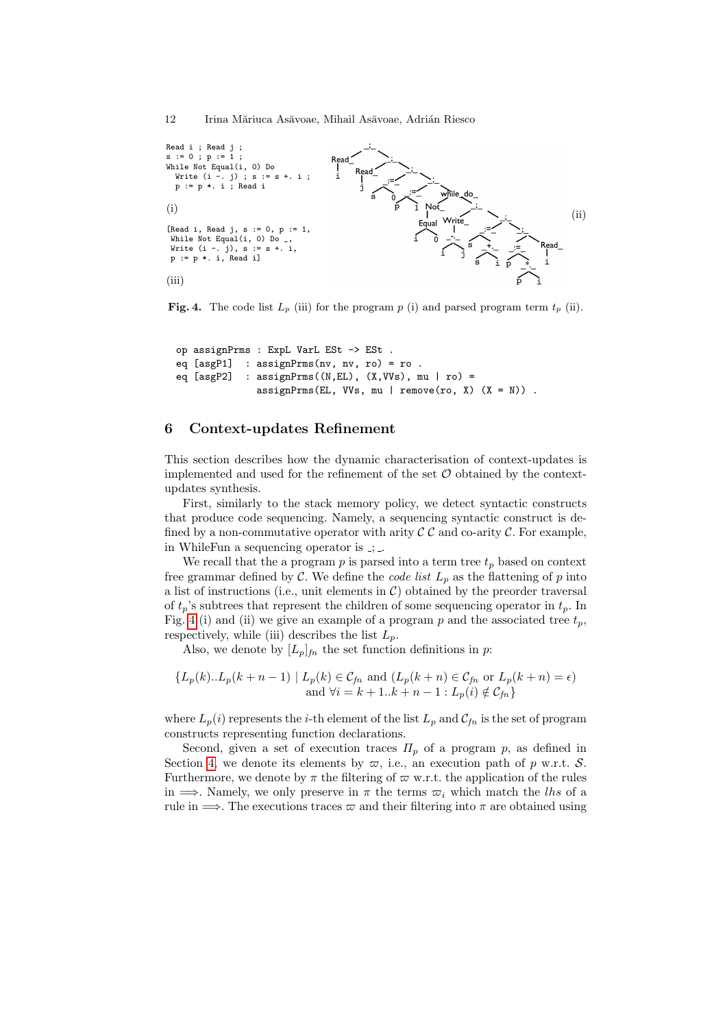```
Read i ; Read j ;
s := 0 ; p := 1 ;
While Not Equal(i, 0) Do
  Write (i -. j) ; s := s +. i ;
  p := p *. i ; Read i
```

(i)

```
[Read i, Read j, s := 0, p := 1,
 While Not Equal(i, 0) Do _,
 Write (i -. j), s := s +. i,
 p := p *. i, Read i]
```

(iii)

(ii)

**Fig. 4.** The code list $L_p$ (iii) for the program $p$ (i) and parsed program term $t_p$ (ii).

```
op assignPrms : ExpL VarL ESt -> ESt .
eq [asgP1]  : assignPrms(nv, nv, ro) = ro .
eq [asgP2]  : assignPrms((N,EL), (X,VVs), mu | ro) =
              assignPrms(EL, VVs, mu | remove(ro, X) (X = N)) .
```

## 6 Context-updates Refinement

This section describes how the dynamic characterisation of context-updates is implemented and used for the refinement of the set $\mathcal{O}$ obtained by the context-updates synthesis.

First, similarly to the stack memory policy, we detect syntactic constructs that produce code sequencing. Namely, a sequencing syntactic construct is defined by a non-commutative operator with arity $\mathcal{C}\ \mathcal{C}$ and co-arity $\mathcal{C}$. For example, in WhileFun a sequencing operator is _;_.

We recall that the a program $p$ is parsed into a term tree $t_p$ based on context free grammar defined by $\mathcal{C}$. We define the *code list* $L_p$ as the flattening of $p$ into a list of instructions (i.e., unit elements in $\mathcal{C}$) obtained by the preorder traversal of $t_p$'s subtrees that represent the children of some sequencing operator in $t_p$. In Fig. 4 (i) and (ii) we give an example of a program $p$ and the associated tree $t_p$, respectively, while (iii) describes the list $L_p$.

Also, we denote by $[L_p]_{fn}$ the set function definitions in $p$:

$$\{L_p(k)..L_p(k+n-1) \mid L_p(k) \in \mathcal{C}_{fn} \text{ and } (L_p(k+n) \in \mathcal{C}_{fn} \text{ or } L_p(k+n) = \epsilon) \\ \text{and } \forall i = k+1..k+n-1 : L_p(i) \notin \mathcal{C}_{fn}\}$$

where $L_p(i)$ represents the $i$-th element of the list $L_p$ and $\mathcal{C}_{fn}$ is the set of program constructs representing function declarations.

Second, given a set of execution traces $\Pi_p$ of a program $p$, as defined in Section 4, we denote its elements by $\varpi$, i.e., an execution path of $p$ w.r.t. $\mathcal{S}$. Furthermore, we denote by $\pi$ the filtering of $\varpi$ w.r.t. the application of the rules in $\Longrightarrow$. Namely, we only preserve in $\pi$ the terms $\varpi_i$ which match the *lhs* of a rule in $\Longrightarrow$. The executions traces $\varpi$ and their filtering into $\pi$ are obtained using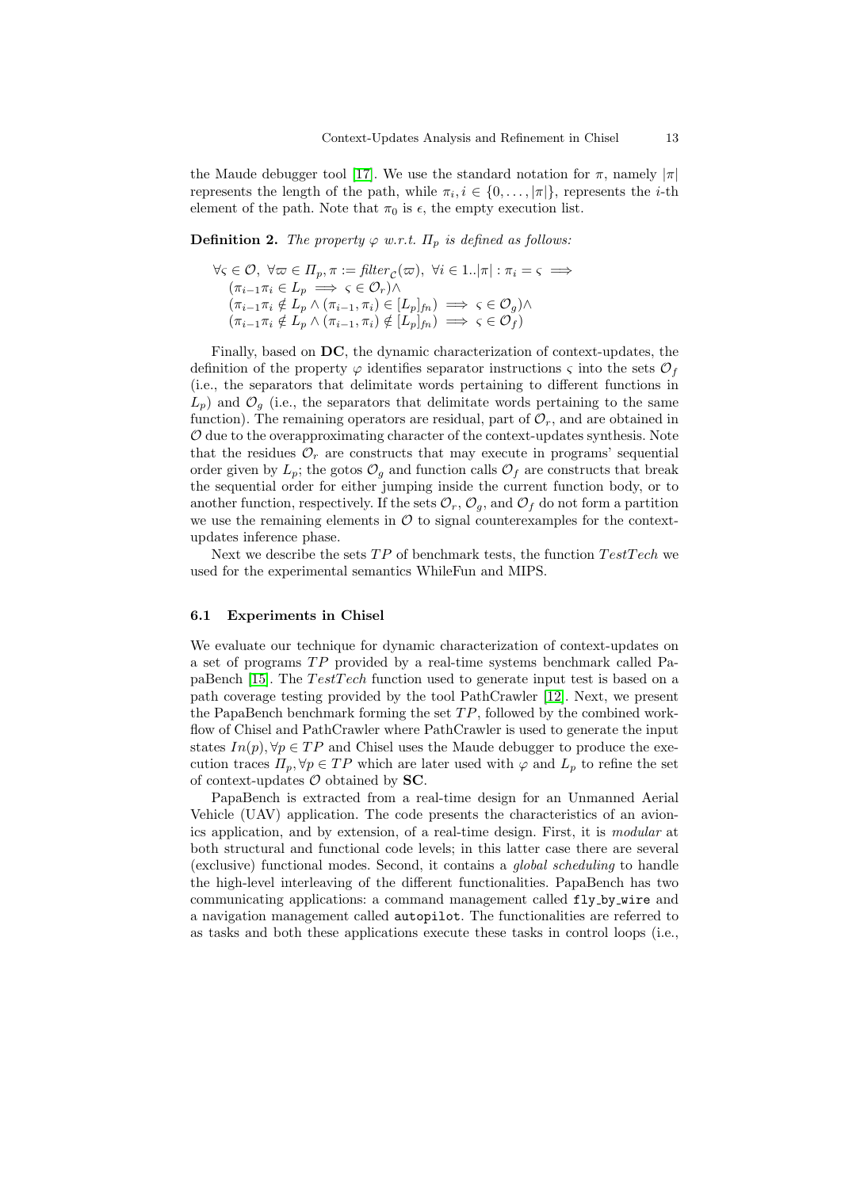the Maude debugger tool [17]. We use the standard notation for $\pi$, namely $|\pi|$ represents the length of the path, while $\pi_i, i \in \{0, \ldots, |\pi|\}$, represents the $i$-th element of the path. Note that $\pi_0$ is $\epsilon$, the empty execution list.

**Definition 2.** *The property $\varphi$ w.r.t. $\Pi_p$ is defined as follows:*

$$
\begin{aligned}
&\forall \varsigma \in \mathcal{O},\ \forall \varpi \in \Pi_p, \pi := \mathit{filter}_{\mathcal{C}}(\varpi),\ \forall i \in 1..|\pi| : \pi_i = \varsigma \implies \\
&\quad (\pi_{i-1}\pi_i \in L_p \implies \varsigma \in \mathcal{O}_r) \wedge \\
&\quad (\pi_{i-1}\pi_i \notin L_p \wedge (\pi_{i-1}, \pi_i) \in [L_p]_{fn}) \implies \varsigma \in \mathcal{O}_g) \wedge \\
&\quad (\pi_{i-1}\pi_i \notin L_p \wedge (\pi_{i-1}, \pi_i) \notin [L_p]_{fn}) \implies \varsigma \in \mathcal{O}_f)
\end{aligned}
$$

Finally, based on **DC**, the dynamic characterization of context-updates, the definition of the property $\varphi$ identifies separator instructions $\varsigma$ into the sets $\mathcal{O}_f$ (i.e., the separators that delimitate words pertaining to different functions in $L_p$) and $\mathcal{O}_g$ (i.e., the separators that delimitate words pertaining to the same function). The remaining operators are residual, part of $\mathcal{O}_r$, and are obtained in $\mathcal{O}$ due to the overapproximating character of the context-updates synthesis. Note that the residues $\mathcal{O}_r$ are constructs that may execute in programs' sequential order given by $L_p$; the gotos $\mathcal{O}_g$ and function calls $\mathcal{O}_f$ are constructs that break the sequential order for either jumping inside the current function body, or to another function, respectively. If the sets $\mathcal{O}_r$, $\mathcal{O}_g$, and $\mathcal{O}_f$ do not form a partition we use the remaining elements in $\mathcal{O}$ to signal counterexamples for the context-updates inference phase.

Next we describe the sets $TP$ of benchmark tests, the function $TestTech$ we used for the experimental semantics WhileFun and MIPS.

### 6.1 Experiments in Chisel

We evaluate our technique for dynamic characterization of context-updates on a set of programs $TP$ provided by a real-time systems benchmark called PapaBench [15]. The $TestTech$ function used to generate input test is based on a path coverage testing provided by the tool PathCrawler [12]. Next, we present the PapaBench benchmark forming the set $TP$, followed by the combined workflow of Chisel and PathCrawler where PathCrawler is used to generate the input states $In(p), \forall p \in TP$ and Chisel uses the Maude debugger to produce the execution traces $\Pi_p, \forall p \in TP$ which are later used with $\varphi$ and $L_p$ to refine the set of context-updates $\mathcal{O}$ obtained by **SC**.

PapaBench is extracted from a real-time design for an Unmanned Aerial Vehicle (UAV) application. The code presents the characteristics of an avionics application, and by extension, of a real-time design. First, it is *modular* at both structural and functional code levels; in this latter case there are several (exclusive) functional modes. Second, it contains a *global scheduling* to handle the high-level interleaving of the different functionalities. PapaBench has two communicating applications: a command management called `fly_by_wire` and a navigation management called `autopilot`. The functionalities are referred to as tasks and both these applications execute these tasks in control loops (i.e.,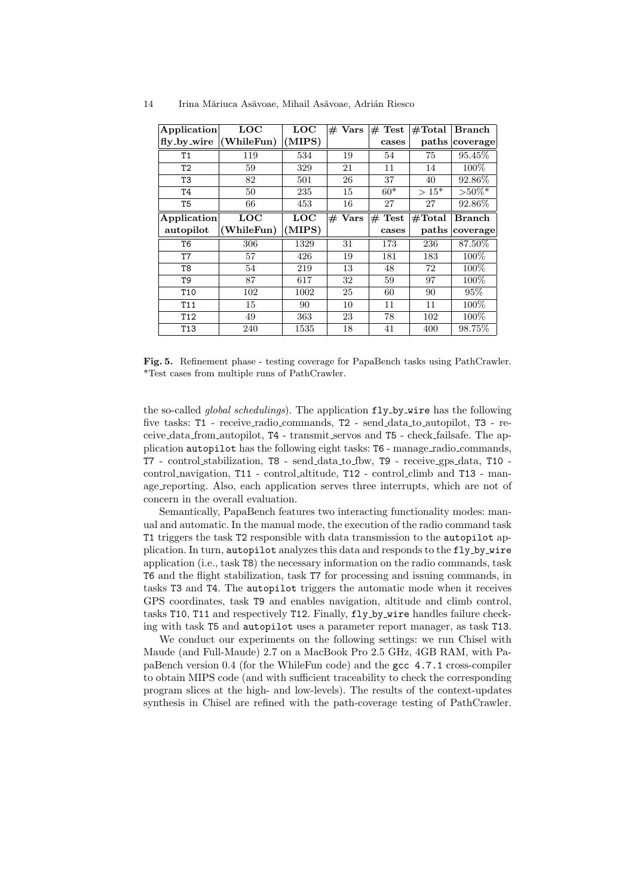| Application fly_by_wire | LOC (WhileFun) | LOC (MIPS) | # Vars | # Test cases | #Total paths | Branch coverage |
|---|---|---|---|---|---|---|
| T1 | 119 | 534 | 19 | 54 | 75 | 95.45% |
| T2 | 59 | 329 | 21 | 11 | 14 | 100% |
| T3 | 82 | 501 | 26 | 37 | 40 | 92.86% |
| T4 | 50 | 235 | 15 | 60* | > 15* | >50%* |
| T5 | 66 | 453 | 16 | 27 | 27 | 92.86% |
| **Application autopilot** | **LOC (WhileFun)** | **LOC (MIPS)** | **# Vars** | **# Test cases** | **#Total paths** | **Branch coverage** |
| T6 | 306 | 1329 | 31 | 173 | 236 | 87.50% |
| T7 | 57 | 426 | 19 | 181 | 183 | 100% |
| T8 | 54 | 219 | 13 | 48 | 72 | 100% |
| T9 | 87 | 617 | 32 | 59 | 97 | 100% |
| T10 | 102 | 1002 | 25 | 60 | 90 | 95% |
| T11 | 15 | 90 | 10 | 11 | 11 | 100% |
| T12 | 49 | 363 | 23 | 78 | 102 | 100% |
| T13 | 240 | 1535 | 18 | 41 | 400 | 98.75% |

**Fig. 5.** Refinement phase - testing coverage for PapaBench tasks using PathCrawler. *Test cases from multiple runs of PathCrawler.

the so-called *global schedulings*). The application `fly_by_wire` has the following five tasks: `T1` - receive_radio_commands, `T2` - send_data_to_autopilot, `T3` - receive_data_from_autopilot, `T4` - transmit_servos and `T5` - check_failsafe. The application `autopilot` has the following eight tasks: `T6` - manage_radio_commands, `T7` - control_stabilization, `T8` - send_data_to_fbw, `T9` - receive_gps_data, `T10` - control_navigation, `T11` - control_altitude, `T12` - control_climb and `T13` - manage_reporting. Also, each application serves three interrupts, which are not of concern in the overall evaluation.

Semantically, PapaBench features two interacting functionality modes: manual and automatic. In the manual mode, the execution of the radio command task `T1` triggers the task `T2` responsible with data transmission to the `autopilot` application. In turn, `autopilot` analyzes this data and responds to the `fly_by_wire` application (i.e., task `T8`) the necessary information on the radio commands, task `T6` and the flight stabilization, task `T7` for processing and issuing commands, in tasks `T3` and `T4`. The `autopilot` triggers the automatic mode when it receives GPS coordinates, task `T9` and enables navigation, altitude and climb control, tasks `T10`, `T11` and respectively `T12`. Finally, `fly_by_wire` handles failure checking with task `T5` and `autopilot` uses a parameter report manager, as task `T13`.

We conduct our experiments on the following settings: we run Chisel with Maude (and Full-Maude) 2.7 on a MacBook Pro 2.5 GHz, 4GB RAM, with PapaBench version 0.4 (for the WhileFun code) and the `gcc 4.7.1` cross-compiler to obtain MIPS code (and with sufficient traceability to check the corresponding program slices at the high- and low-levels). The results of the context-updates synthesis in Chisel are refined with the path-coverage testing of PathCrawler.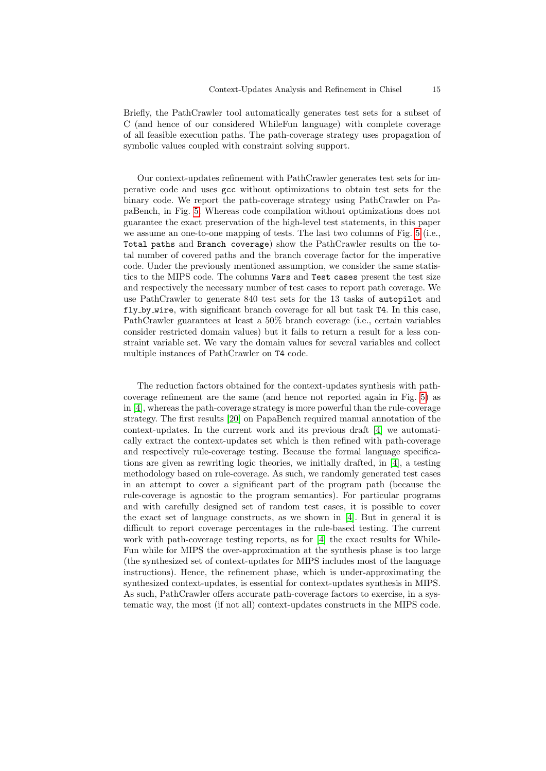Briefly, the PathCrawler tool automatically generates test sets for a subset of C (and hence of our considered WhileFun language) with complete coverage of all feasible execution paths. The path-coverage strategy uses propagation of symbolic values coupled with constraint solving support.

Our context-updates refinement with PathCrawler generates test sets for imperative code and uses `gcc` without optimizations to obtain test sets for the binary code. We report the path-coverage strategy using PathCrawler on PapaBench, in Fig. 5. Whereas code compilation without optimizations does not guarantee the exact preservation of the high-level test statements, in this paper we assume an one-to-one mapping of tests. The last two columns of Fig. 5 (i.e., `Total paths` and `Branch coverage`) show the PathCrawler results on the total number of covered paths and the branch coverage factor for the imperative code. Under the previously mentioned assumption, we consider the same statistics to the MIPS code. The columns `Vars` and `Test cases` present the test size and respectively the necessary number of test cases to report path coverage. We use PathCrawler to generate 840 test sets for the 13 tasks of `autopilot` and `fly_by_wire`, with significant branch coverage for all but task `T4`. In this case, PathCrawler guarantees at least a 50% branch coverage (i.e., certain variables consider restricted domain values) but it fails to return a result for a less constraint variable set. We vary the domain values for several variables and collect multiple instances of PathCrawler on `T4` code.

The reduction factors obtained for the context-updates synthesis with path-coverage refinement are the same (and hence not reported again in Fig. 5) as in [4], whereas the path-coverage strategy is more powerful than the rule-coverage strategy. The first results [20] on PapaBench required manual annotation of the context-updates. In the current work and its previous draft [4] we automatically extract the context-updates set which is then refined with path-coverage and respectively rule-coverage testing. Because the formal language specifications are given as rewriting logic theories, we initially drafted, in [4], a testing methodology based on rule-coverage. As such, we randomly generated test cases in an attempt to cover a significant part of the program path (because the rule-coverage is agnostic to the program semantics). For particular programs and with carefully designed set of random test cases, it is possible to cover the exact set of language constructs, as we shown in [4]. But in general it is difficult to report coverage percentages in the rule-based testing. The current work with path-coverage testing reports, as for [4] the exact results for WhileFun while for MIPS the over-approximation at the synthesis phase is too large (the synthesized set of context-updates for MIPS includes most of the language instructions). Hence, the refinement phase, which is under-approximating the synthesized context-updates, is essential for context-updates synthesis in MIPS. As such, PathCrawler offers accurate path-coverage factors to exercise, in a systematic way, the most (if not all) context-updates constructs in the MIPS code.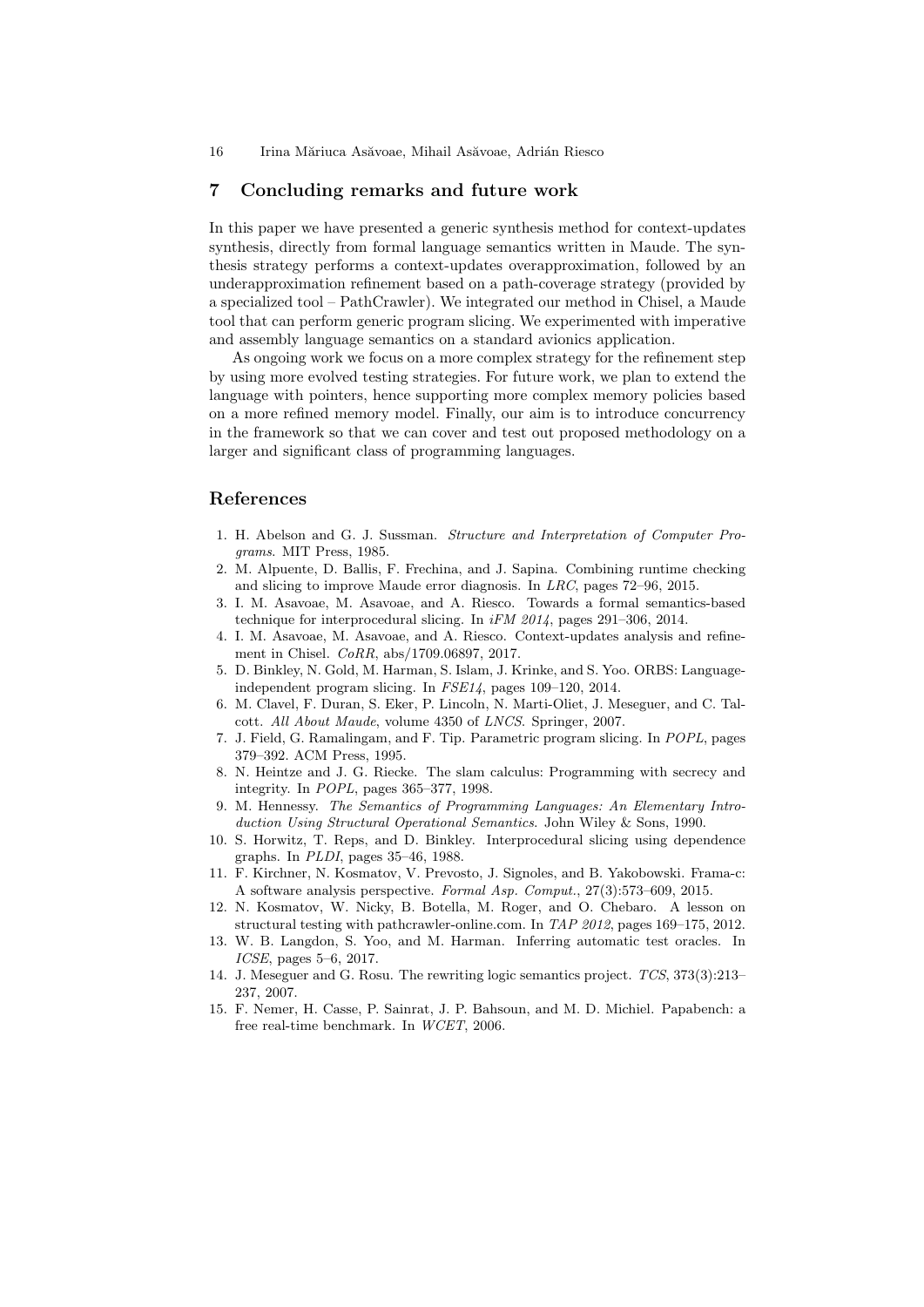## 7 Concluding remarks and future work

In this paper we have presented a generic synthesis method for context-updates synthesis, directly from formal language semantics written in Maude. The synthesis strategy performs a context-updates overapproximation, followed by an underapproximation refinement based on a path-coverage strategy (provided by a specialized tool – PathCrawler). We integrated our method in Chisel, a Maude tool that can perform generic program slicing. We experimented with imperative and assembly language semantics on a standard avionics application.

As ongoing work we focus on a more complex strategy for the refinement step by using more evolved testing strategies. For future work, we plan to extend the language with pointers, hence supporting more complex memory policies based on a more refined memory model. Finally, our aim is to introduce concurrency in the framework so that we can cover and test out proposed methodology on a larger and significant class of programming languages.

## References

1. H. Abelson and G. J. Sussman. *Structure and Interpretation of Computer Programs*. MIT Press, 1985.
2. M. Alpuente, D. Ballis, F. Frechina, and J. Sapina. Combining runtime checking and slicing to improve Maude error diagnosis. In *LRC*, pages 72–96, 2015.
3. I. M. Asavoae, M. Asavoae, and A. Riesco. Towards a formal semantics-based technique for interprocedural slicing. In *iFM 2014*, pages 291–306, 2014.
4. I. M. Asavoae, M. Asavoae, and A. Riesco. Context-updates analysis and refinement in Chisel. *CoRR*, abs/1709.06897, 2017.
5. D. Binkley, N. Gold, M. Harman, S. Islam, J. Krinke, and S. Yoo. ORBS: Language-independent program slicing. In *FSE14*, pages 109–120, 2014.
6. M. Clavel, F. Duran, S. Eker, P. Lincoln, N. Marti-Oliet, J. Meseguer, and C. Talcott. *All About Maude*, volume 4350 of *LNCS*. Springer, 2007.
7. J. Field, G. Ramalingam, and F. Tip. Parametric program slicing. In *POPL*, pages 379–392. ACM Press, 1995.
8. N. Heintze and J. G. Riecke. The slam calculus: Programming with secrecy and integrity. In *POPL*, pages 365–377, 1998.
9. M. Hennessy. *The Semantics of Programming Languages: An Elementary Introduction Using Structural Operational Semantics*. John Wiley & Sons, 1990.
10. S. Horwitz, T. Reps, and D. Binkley. Interprocedural slicing using dependence graphs. In *PLDI*, pages 35–46, 1988.
11. F. Kirchner, N. Kosmatov, V. Prevosto, J. Signoles, and B. Yakobowski. Frama-c: A software analysis perspective. *Formal Asp. Comput.*, 27(3):573–609, 2015.
12. N. Kosmatov, W. Nicky, B. Botella, M. Roger, and O. Chebaro. A lesson on structural testing with pathcrawler-online.com. In *TAP 2012*, pages 169–175, 2012.
13. W. B. Langdon, S. Yoo, and M. Harman. Inferring automatic test oracles. In *ICSE*, pages 5–6, 2017.
14. J. Meseguer and G. Rosu. The rewriting logic semantics project. *TCS*, 373(3):213–237, 2007.
15. F. Nemer, H. Casse, P. Sainrat, J. P. Bahsoun, and M. D. Michiel. Papabench: a free real-time benchmark. In *WCET*, 2006.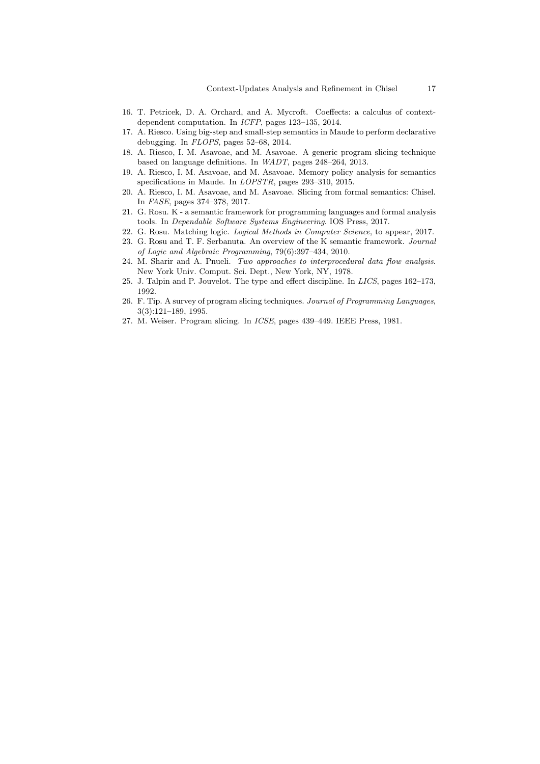16. T. Petricek, D. A. Orchard, and A. Mycroft. Coeffects: a calculus of context-dependent computation. In *ICFP*, pages 123–135, 2014.
17. A. Riesco. Using big-step and small-step semantics in Maude to perform declarative debugging. In *FLOPS*, pages 52–68, 2014.
18. A. Riesco, I. M. Asavoae, and M. Asavoae. A generic program slicing technique based on language definitions. In *WADT*, pages 248–264, 2013.
19. A. Riesco, I. M. Asavoae, and M. Asavoae. Memory policy analysis for semantics specifications in Maude. In *LOPSTR*, pages 293–310, 2015.
20. A. Riesco, I. M. Asavoae, and M. Asavoae. Slicing from formal semantics: Chisel. In *FASE*, pages 374–378, 2017.
21. G. Rosu. K - a semantic framework for programming languages and formal analysis tools. In *Dependable Software Systems Engineering*. IOS Press, 2017.
22. G. Rosu. Matching logic. *Logical Methods in Computer Science*, to appear, 2017.
23. G. Rosu and T. F. Serbanuta. An overview of the K semantic framework. *Journal of Logic and Algebraic Programming*, 79(6):397–434, 2010.
24. M. Sharir and A. Pnueli. *Two approaches to interprocedural data flow analysis*. New York Univ. Comput. Sci. Dept., New York, NY, 1978.
25. J. Talpin and P. Jouvelot. The type and effect discipline. In *LICS*, pages 162–173, 1992.
26. F. Tip. A survey of program slicing techniques. *Journal of Programming Languages*, 3(3):121–189, 1995.
27. M. Weiser. Program slicing. In *ICSE*, pages 439–449. IEEE Press, 1981.